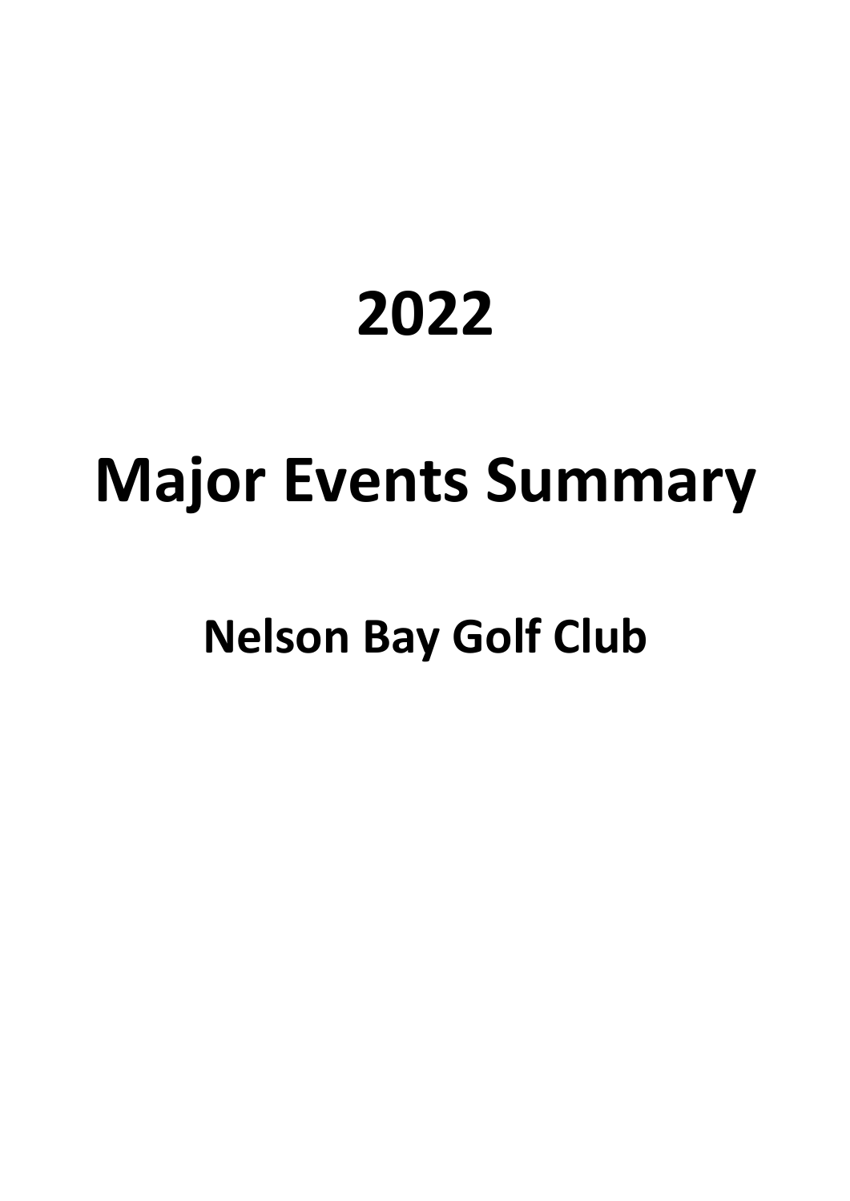# 2022

# Major Events Summary

## Nelson Bay Golf Club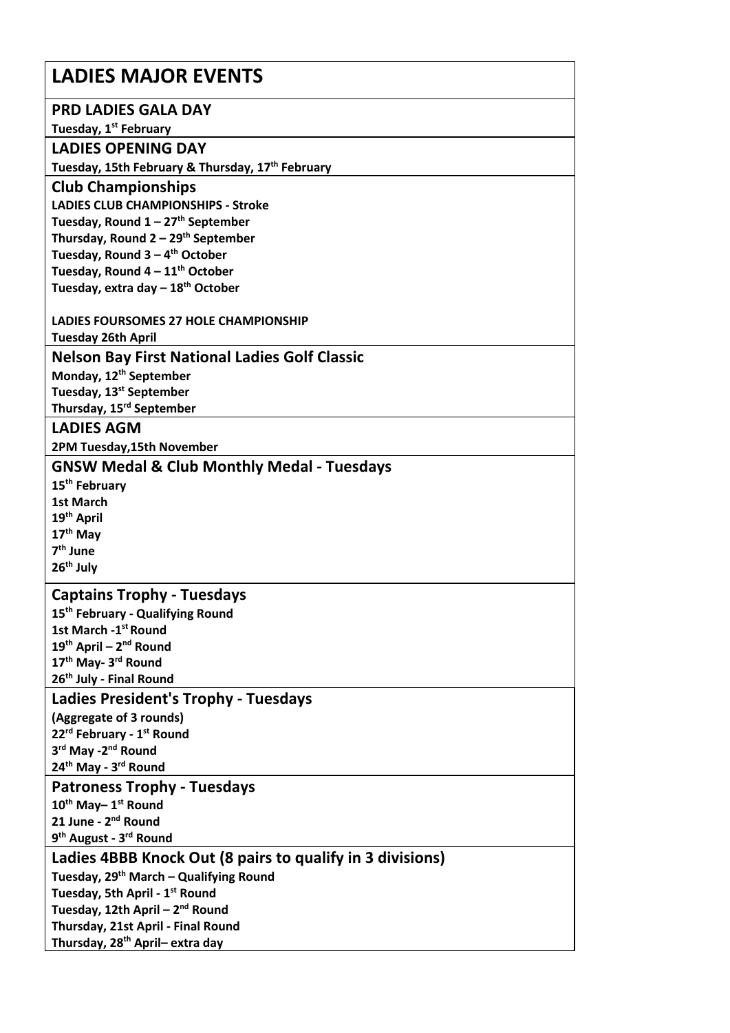# LADIES MAJOR EVENTS

## PRD LADIES GALA DAY

**Tuesday, 1st February**

## LADIES OPENING DAY

**Tuesday, 15th February & Thursday, 17th February**

## Club Championships

**LADIES CLUB CHAMPIONSHIPS - Stroke**
**Tuesday, Round 1 – 27th September**
**Thursday, Round 2 – 29th September**
**Tuesday, Round 3 – 4th October**
**Tuesday, Round 4 – 11th October**
**Tuesday, extra day – 18th October**

**LADIES FOURSOMES 27 HOLE CHAMPIONSHIP**
**Tuesday 26th April**

## Nelson Bay First National Ladies Golf Classic

**Monday, 12th September**
**Tuesday, 13st September**
**Thursday, 15rd September**

## LADIES AGM

**2PM Tuesday,15th November**

## GNSW Medal & Club Monthly Medal - Tuesdays

**15th February**
**1st March**
**19th April**
**17th May**
**7th June**
**26th July**

## Captains Trophy - Tuesdays

**15th February - Qualifying Round**
**1st March -1st Round**
**19th April – 2nd Round**
**17th May- 3rd Round**
**26th July - Final Round**

## Ladies President's Trophy - Tuesdays

**(Aggregate of 3 rounds)**
**22rd February - 1st Round**
**3rd May -2nd Round**
**24th May - 3rd Round**

## Patroness Trophy - Tuesdays

**10th May– 1st Round**
**21 June - 2nd Round**
**9th August - 3rd Round**

## Ladies 4BBB Knock Out (8 pairs to qualify in 3 divisions)

**Tuesday, 29th March – Qualifying Round**
**Tuesday, 5th April - 1st Round**
**Tuesday, 12th April – 2nd Round**
**Thursday, 21st April - Final Round**
**Thursday, 28th April– extra day**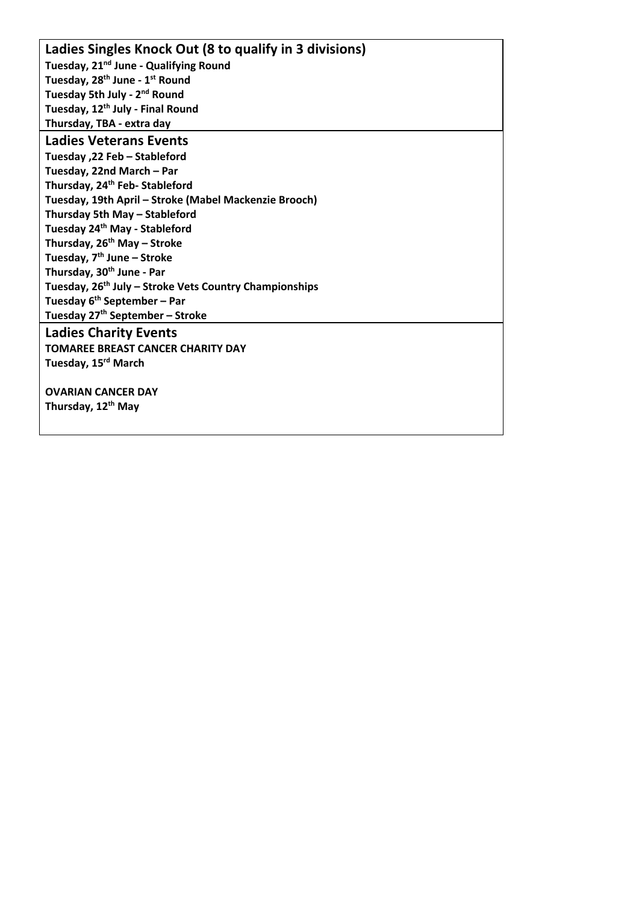## Ladies Singles Knock Out (8 to qualify in 3 divisions)

**Tuesday, 21st June - Qualifying Round**
**Tuesday, 28th June - 1st Round**
**Tuesday 5th July - 2nd Round**
**Tuesday, 12th July - Final Round**
**Thursday, TBA - extra day**

## Ladies Veterans Events

**Tuesday ,22 Feb – Stableford**
**Tuesday, 22nd March – Par**
**Thursday, 24th Feb- Stableford**
**Tuesday, 19th April – Stroke (Mabel Mackenzie Brooch)**
**Thursday 5th May – Stableford**
**Tuesday 24th May - Stableford**
**Thursday, 26th May – Stroke**
**Tuesday, 7th June – Stroke**
**Thursday, 30th June - Par**
**Tuesday, 26th July – Stroke Vets Country Championships**
**Tuesday 6th September – Par**
**Tuesday 27th September – Stroke**

## Ladies Charity Events

**TOMAREE BREAST CANCER CHARITY DAY**
**Tuesday, 15rd March**

**OVARIAN CANCER DAY**
**Thursday, 12th May**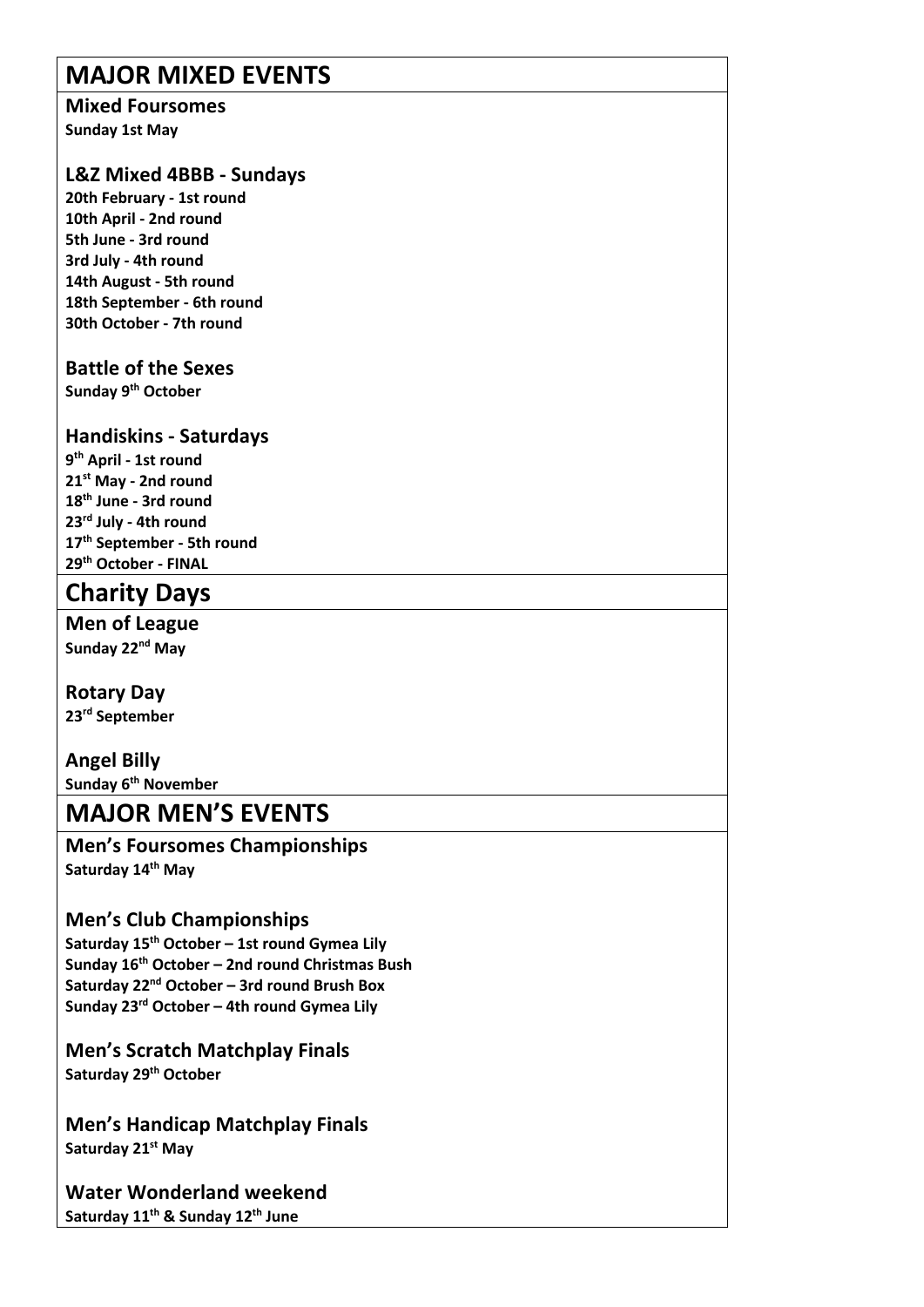# MAJOR MIXED EVENTS

### Mixed Foursomes

**Sunday 1st May**

### L&Z Mixed 4BBB - Sundays

**20th February - 1st round**
**10th April - 2nd round**
**5th June - 3rd round**
**3rd July - 4th round**
**14th August - 5th round**
**18th September - 6th round**
**30th October - 7th round**

### Battle of the Sexes

**Sunday 9th October**

### Handiskins - Saturdays

**9th April - 1st round**
**21st May - 2nd round**
**18th June - 3rd round**
**23rd July - 4th round**
**17th September - 5th round**
**29th October - FINAL**

# Charity Days

### Men of League

**Sunday 22nd May**

### Rotary Day

**23rd September**

### Angel Billy

**Sunday 6th November**

# MAJOR MEN'S EVENTS

### Men's Foursomes Championships

**Saturday 14th May**

### Men's Club Championships

**Saturday 15th October – 1st round Gymea Lily**
**Sunday 16th October – 2nd round Christmas Bush**
**Saturday 22nd October – 3rd round Brush Box**
**Sunday 23rd October – 4th round Gymea Lily**

### Men's Scratch Matchplay Finals

**Saturday 29th October**

### Men's Handicap Matchplay Finals

**Saturday 21st May**

### Water Wonderland weekend

**Saturday 11th & Sunday 12th June**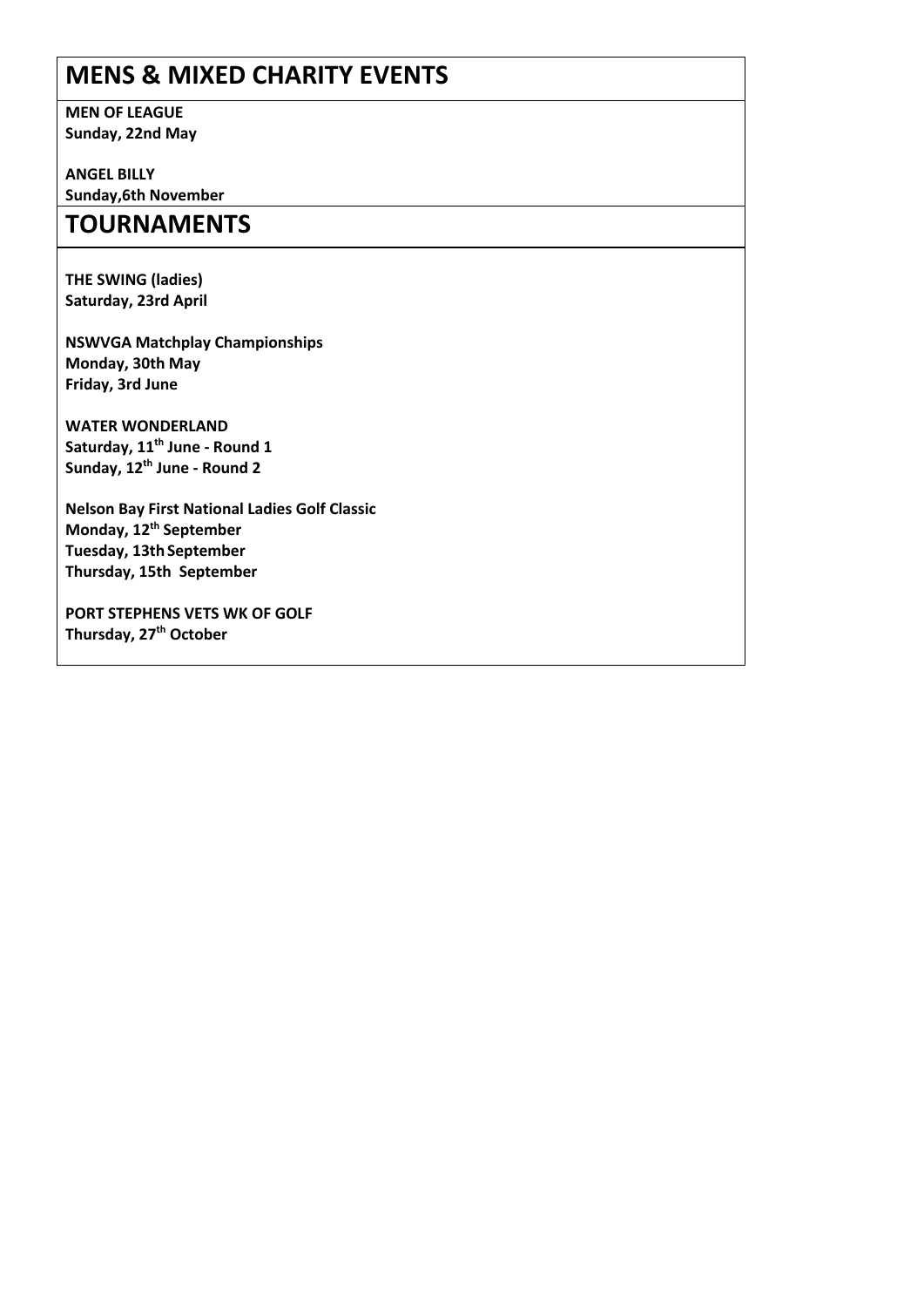## MENS & MIXED CHARITY EVENTS

**MEN OF LEAGUE**
**Sunday, 22nd May**

**ANGEL BILLY**
**Sunday,6th November**

## TOURNAMENTS

**THE SWING (ladies)**
**Saturday, 23rd April**

**NSWVGA Matchplay Championships**
**Monday, 30th May**
**Friday, 3rd June**

**WATER WONDERLAND**
**Saturday, 11th June - Round 1**
**Sunday, 12th June - Round 2**

**Nelson Bay First National Ladies Golf Classic**
**Monday, 12th September**
**Tuesday, 13th September**
**Thursday, 15th September**

**PORT STEPHENS VETS WK OF GOLF**
**Thursday, 27th October**